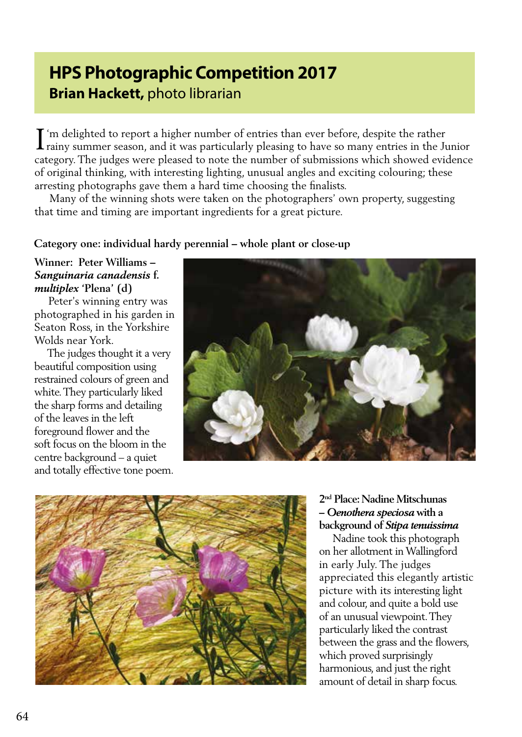# HPS Photographic Competition 2017

**Brian Hackett,** photo librarian

I'm delighted to report a higher number of entries than ever before, despite the rather rainy summer season, and it was particularly pleasing to have so many entries in the Junior category. The judges were pleased to note the number of submissions which showed evidence of original thinking, with interesting lighting, unusual angles and exciting colouring; these arresting photographs gave them a hard time choosing the finalists.

Many of the winning shots were taken on the photographers' own property, suggesting that time and timing are important ingredients for a great picture.

### Category one: individual hardy perennial – whole plant or close-up

**Winner: Peter Williams – *Sanguinaria canadensis* f. *multiplex* 'Plena' (d)**

Peter's winning entry was photographed in his garden in Seaton Ross, in the Yorkshire Wolds near York.

The judges thought it a very beautiful composition using restrained colours of green and white. They particularly liked the sharp forms and detailing of the leaves in the left foreground flower and the soft focus on the bloom in the centre background – a quiet and totally effective tone poem.

**2nd Place: Nadine Mitschunas – *Oenothera speciosa* with a background of *Stipa tenuissima***

Nadine took this photograph on her allotment in Wallingford in early July. The judges appreciated this elegantly artistic picture with its interesting light and colour, and quite a bold use of an unusual viewpoint. They particularly liked the contrast between the grass and the flowers, which proved surprisingly harmonious, and just the right amount of detail in sharp focus.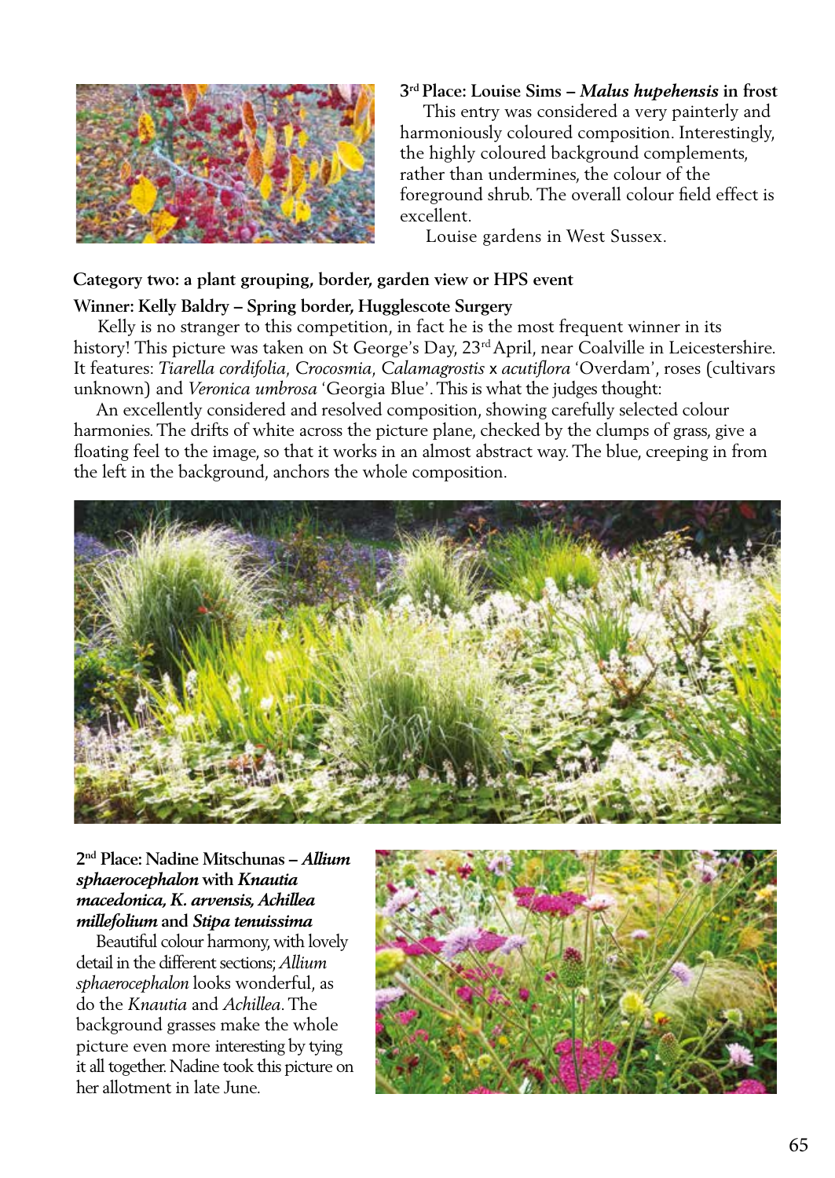**3rd Place: Louise Sims – *Malus hupehensis* in frost**

This entry was considered a very painterly and harmoniously coloured composition. Interestingly, the highly coloured background complements, rather than undermines, the colour of the foreground shrub. The overall colour field effect is excellent.

Louise gardens in West Sussex.

**Category two: a plant grouping, border, garden view or HPS event**

**Winner: Kelly Baldry – Spring border, Hugglescote Surgery**

Kelly is no stranger to this competition, in fact he is the most frequent winner in its history! This picture was taken on St George's Day, 23rd April, near Coalville in Leicestershire. It features: *Tiarella cordifolia*, *Crocosmia*, *Calamagrostis* x *acutiflora* 'Overdam', roses (cultivars unknown) and *Veronica umbrosa* 'Georgia Blue'. This is what the judges thought:

An excellently considered and resolved composition, showing carefully selected colour harmonies. The drifts of white across the picture plane, checked by the clumps of grass, give a floating feel to the image, so that it works in an almost abstract way. The blue, creeping in from the left in the background, anchors the whole composition.

**2nd Place: Nadine Mitschunas – *Allium sphaerocephalon* with *Knautia macedonica*, *K. arvensis*, *Achillea millefolium* and *Stipa tenuissima***

Beautiful colour harmony, with lovely detail in the different sections; *Allium sphaerocephalon* looks wonderful, as do the *Knautia* and *Achillea*. The background grasses make the whole picture even more interesting by tying it all together. Nadine took this picture on her allotment in late June.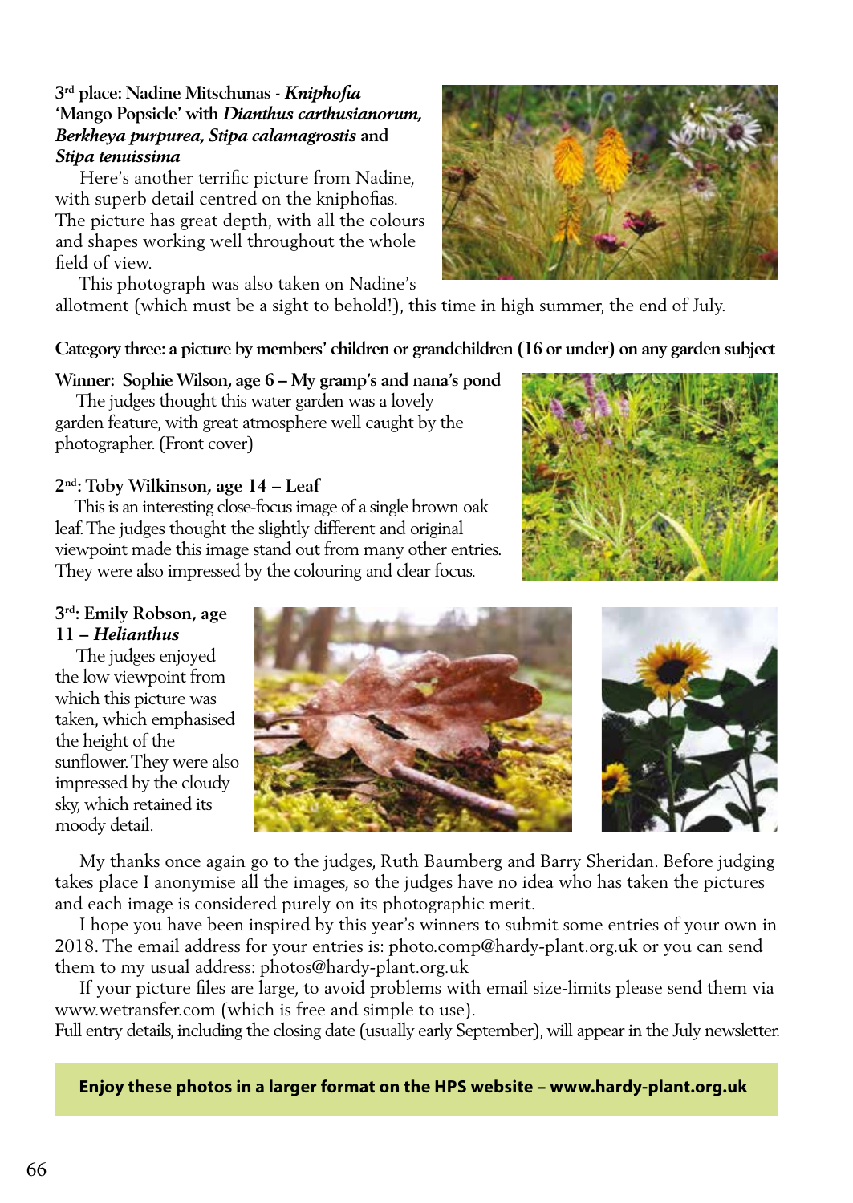**3rd place: Nadine Mitschunas - *Kniphofia* 'Mango Popsicle' with *Dianthus carthusianorum, Berkheya purpurea, Stipa calamagrostis* and *Stipa tenuissima***

Here's another terrific picture from Nadine, with superb detail centred on the kniphofias. The picture has great depth, with all the colours and shapes working well throughout the whole field of view.

This photograph was also taken on Nadine's allotment (which must be a sight to behold!), this time in high summer, the end of July.

**Category three: a picture by members' children or grandchildren (16 or under) on any garden subject**

**Winner: Sophie Wilson, age 6 – My gramp's and nana's pond**

The judges thought this water garden was a lovely garden feature, with great atmosphere well caught by the photographer. (Front cover)

**2nd: Toby Wilkinson, age 14 – Leaf**

This is an interesting close-focus image of a single brown oak leaf. The judges thought the slightly different and original viewpoint made this image stand out from many other entries. They were also impressed by the colouring and clear focus.

**3rd: Emily Robson, age 11 – *Helianthus***

The judges enjoyed the low viewpoint from which this picture was taken, which emphasised the height of the sunflower. They were also impressed by the cloudy sky, which retained its moody detail.

My thanks once again go to the judges, Ruth Baumberg and Barry Sheridan. Before judging takes place I anonymise all the images, so the judges have no idea who has taken the pictures and each image is considered purely on its photographic merit.

I hope you have been inspired by this year's winners to submit some entries of your own in 2018. The email address for your entries is: photo.comp@hardy-plant.org.uk or you can send them to my usual address: photos@hardy-plant.org.uk

If your picture files are large, to avoid problems with email size-limits please send them via www.wetransfer.com (which is free and simple to use).

Full entry details, including the closing date (usually early September), will appear in the July newsletter.

**Enjoy these photos in a larger format on the HPS website – www.hardy-plant.org.uk**